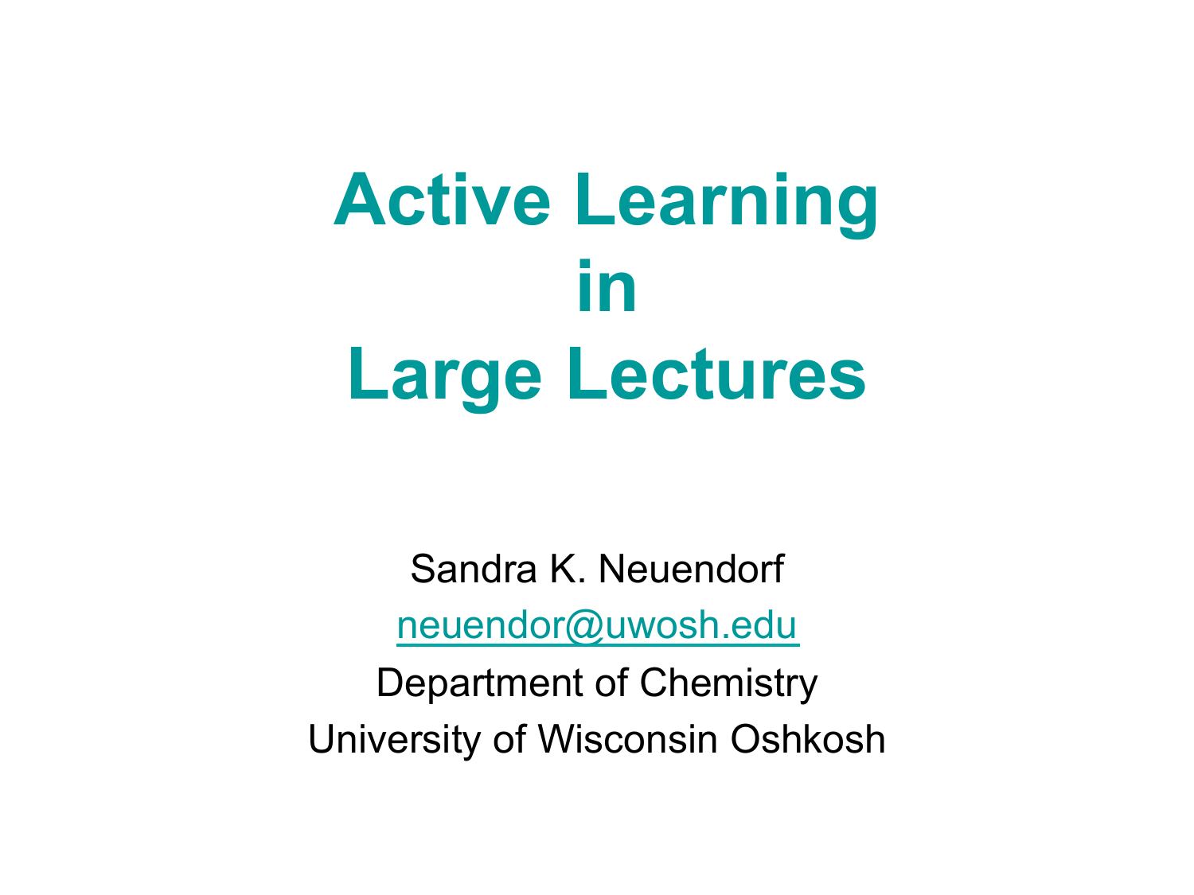# Active Learning in Large Lectures

Sandra K. Neuendorf

neuendor@uwosh.edu

Department of Chemistry

University of Wisconsin Oshkosh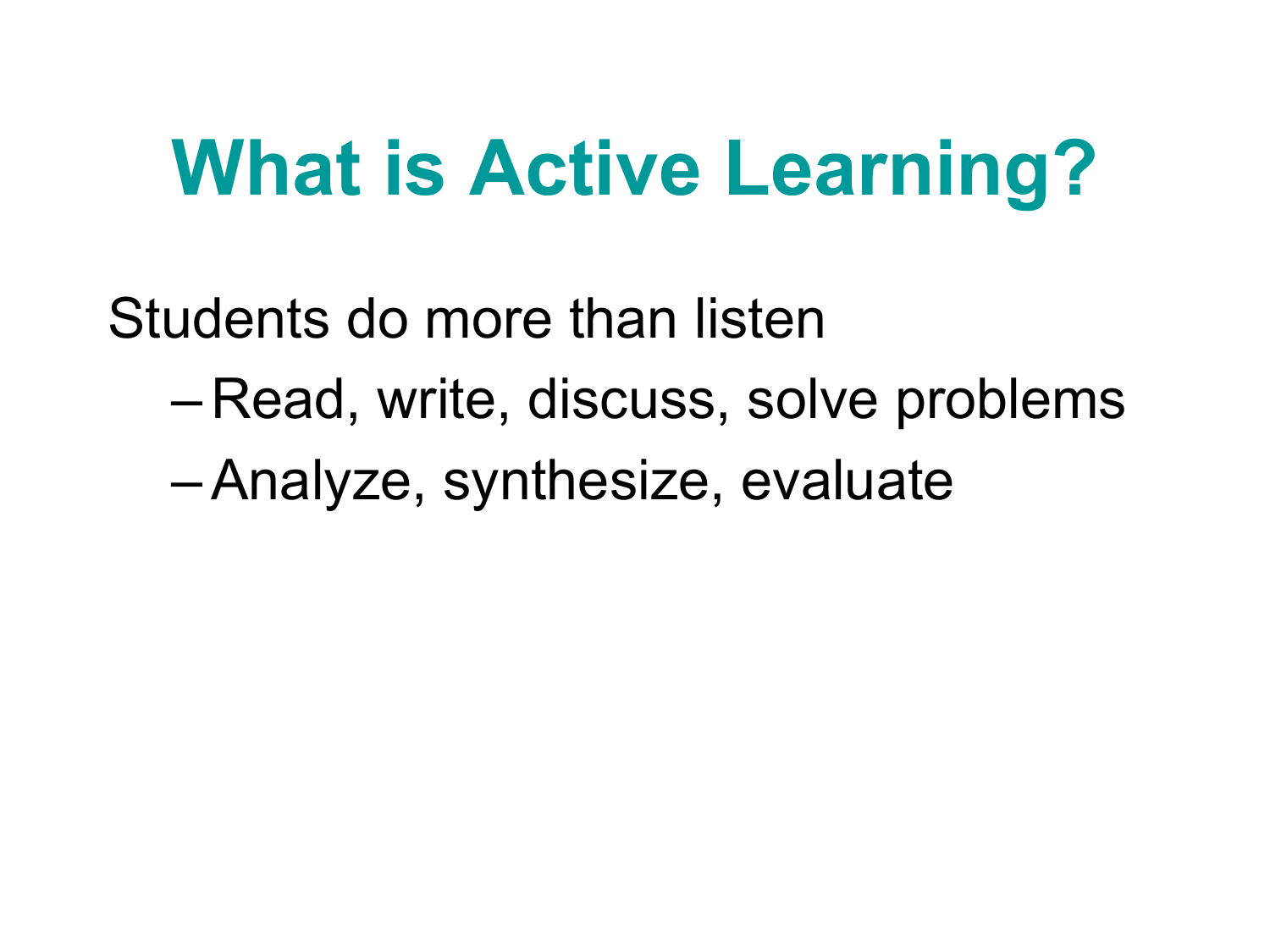# What is Active Learning?

Students do more than listen

- Read, write, discuss, solve problems
- Analyze, synthesize, evaluate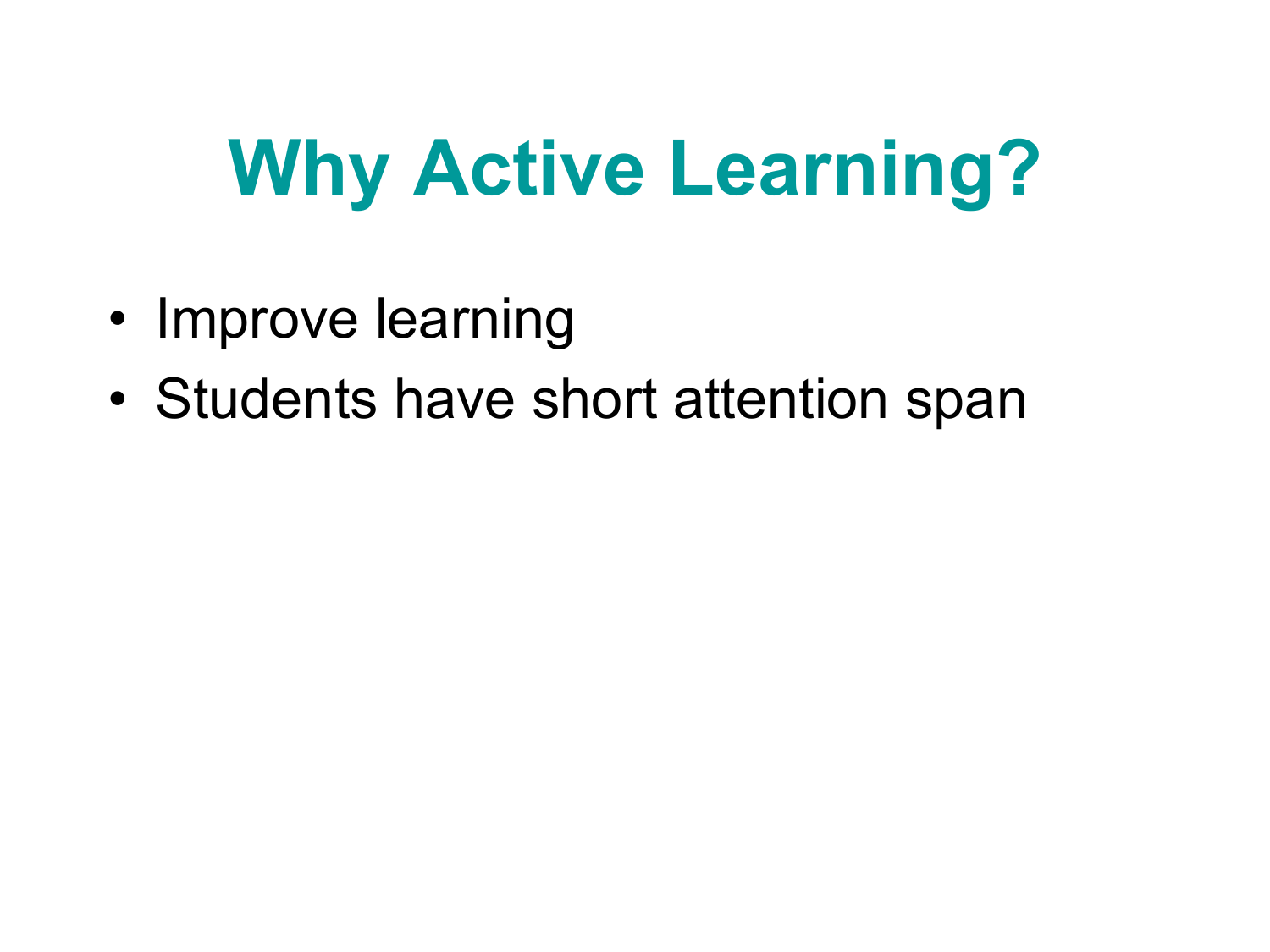# Why Active Learning?

- Improve learning
- Students have short attention span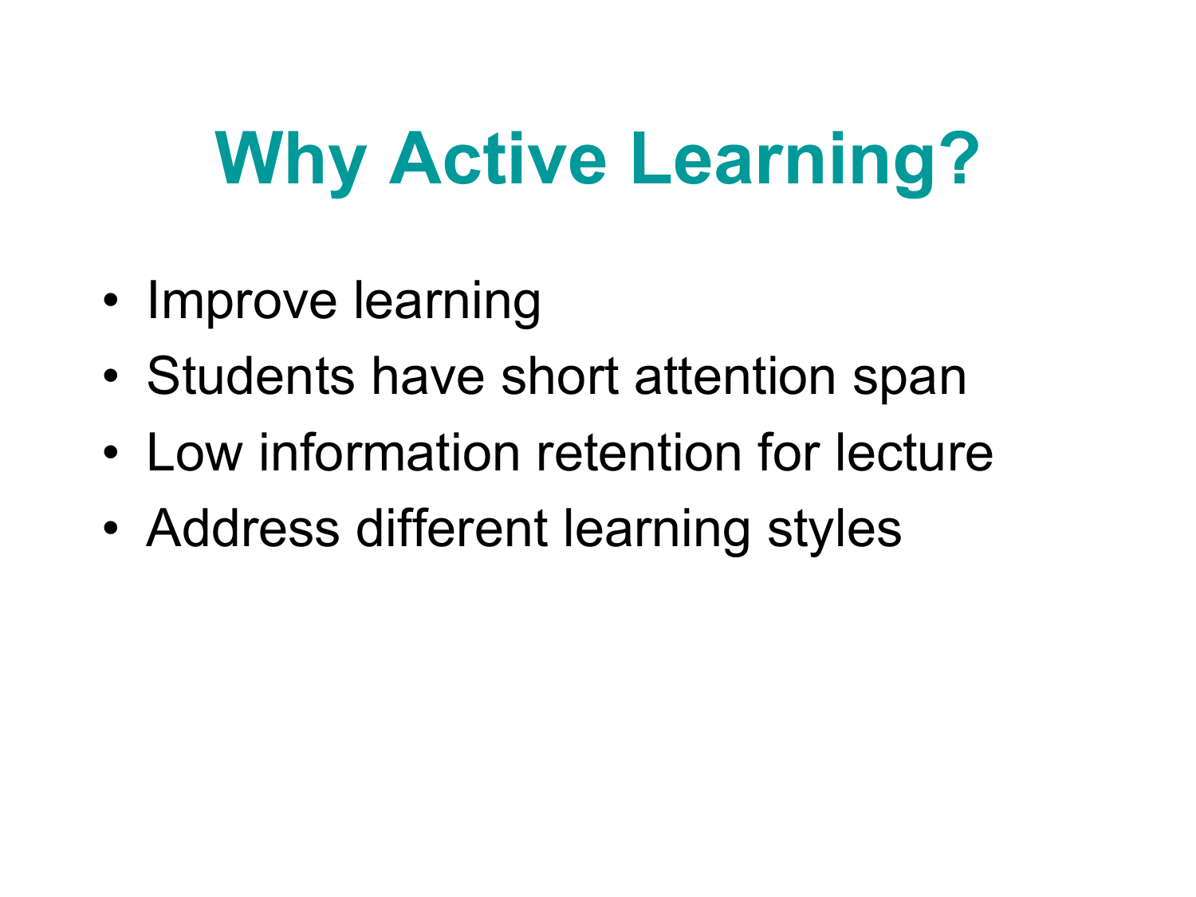# Why Active Learning?

- Improve learning
- Students have short attention span
- Low information retention for lecture
- Address different learning styles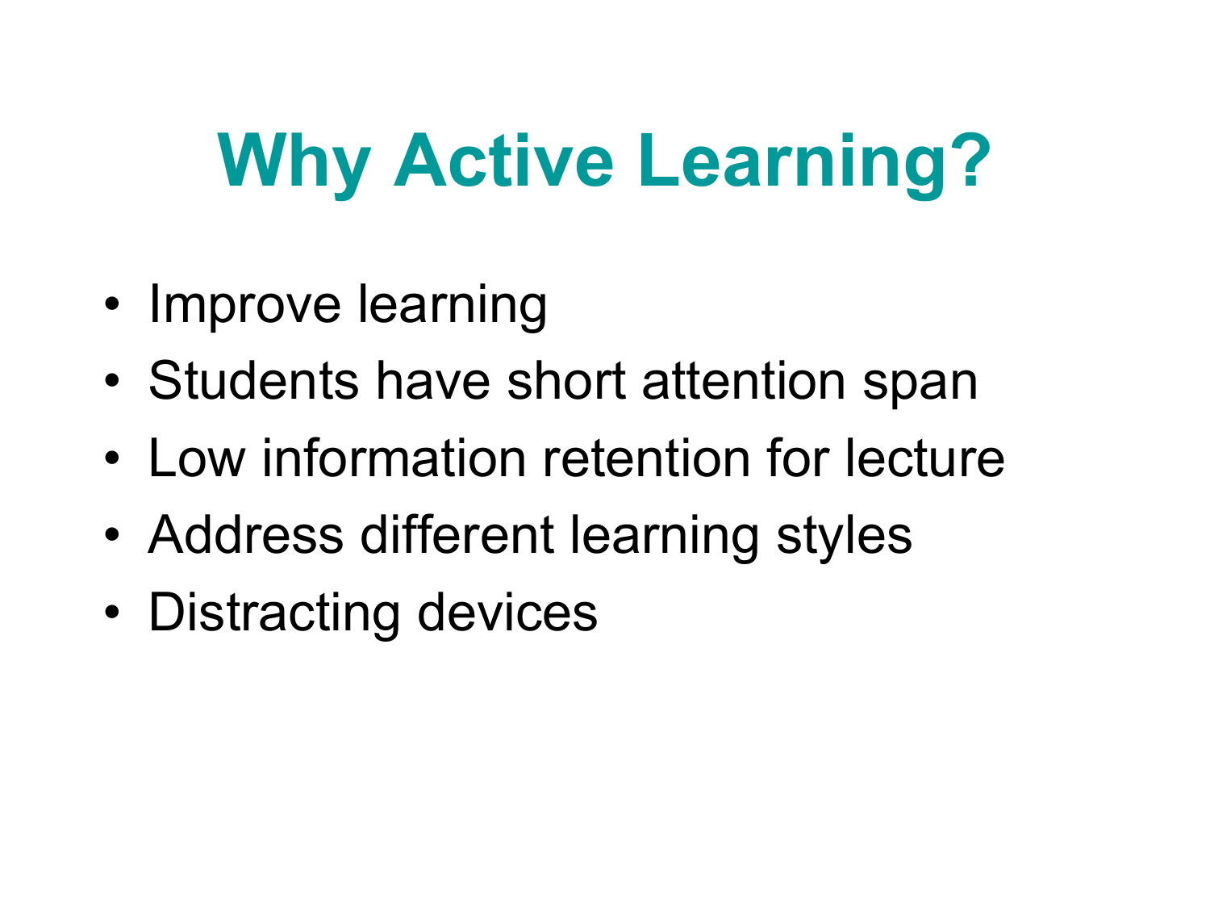# Why Active Learning?

- Improve learning
- Students have short attention span
- Low information retention for lecture
- Address different learning styles
- Distracting devices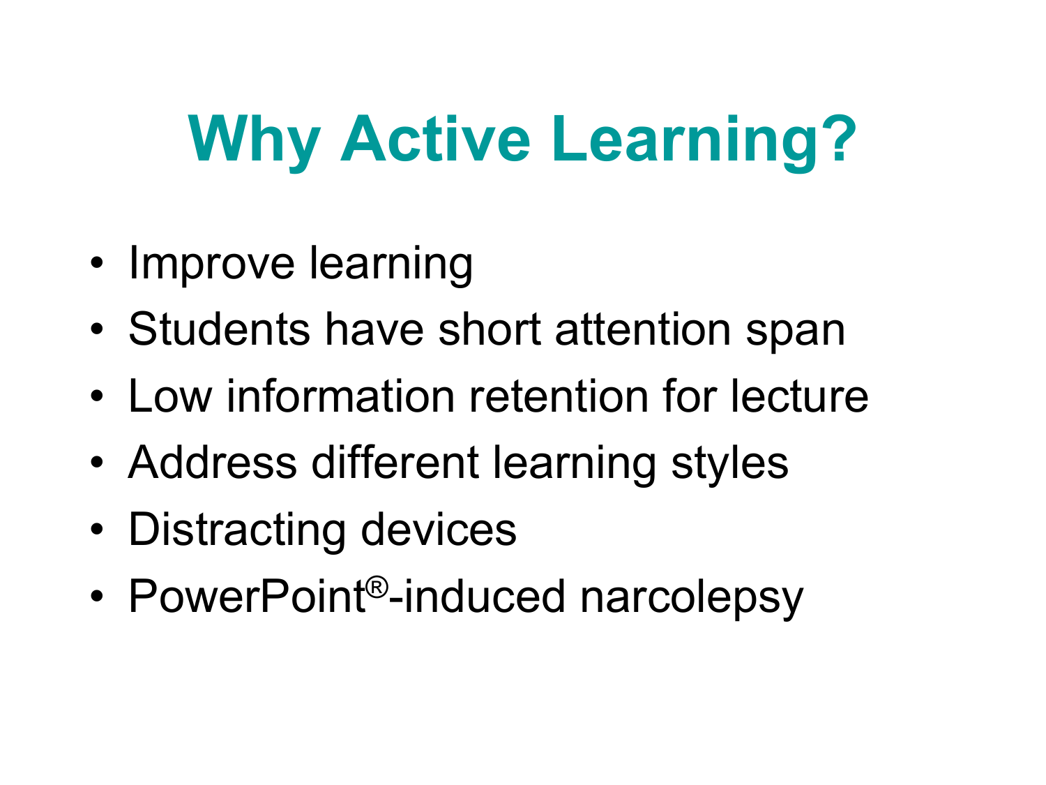# Why Active Learning?

- Improve learning
- Students have short attention span
- Low information retention for lecture
- Address different learning styles
- Distracting devices
- PowerPoint®-induced narcolepsy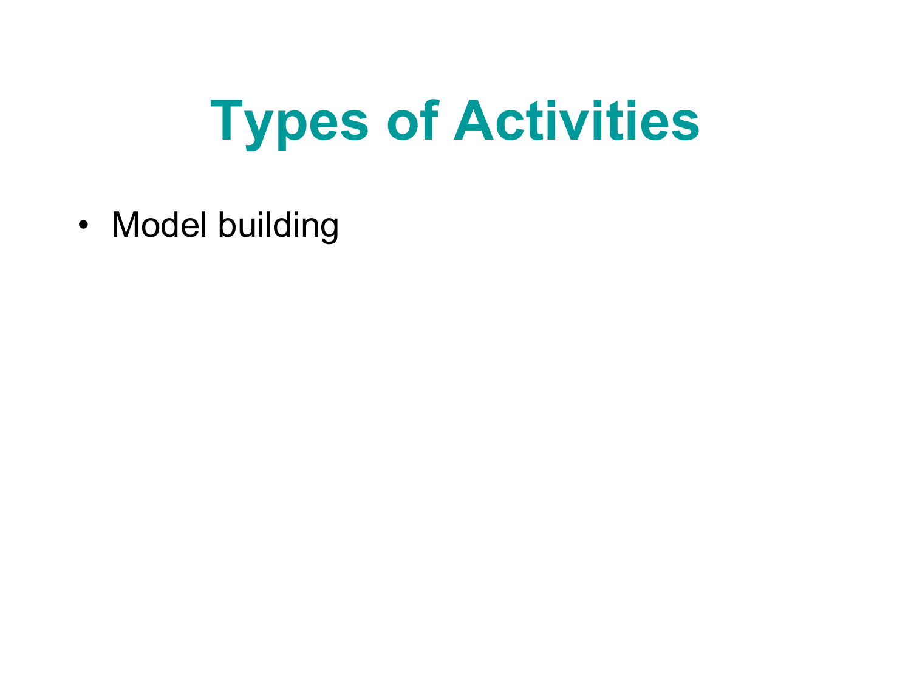# Types of Activities

- Model building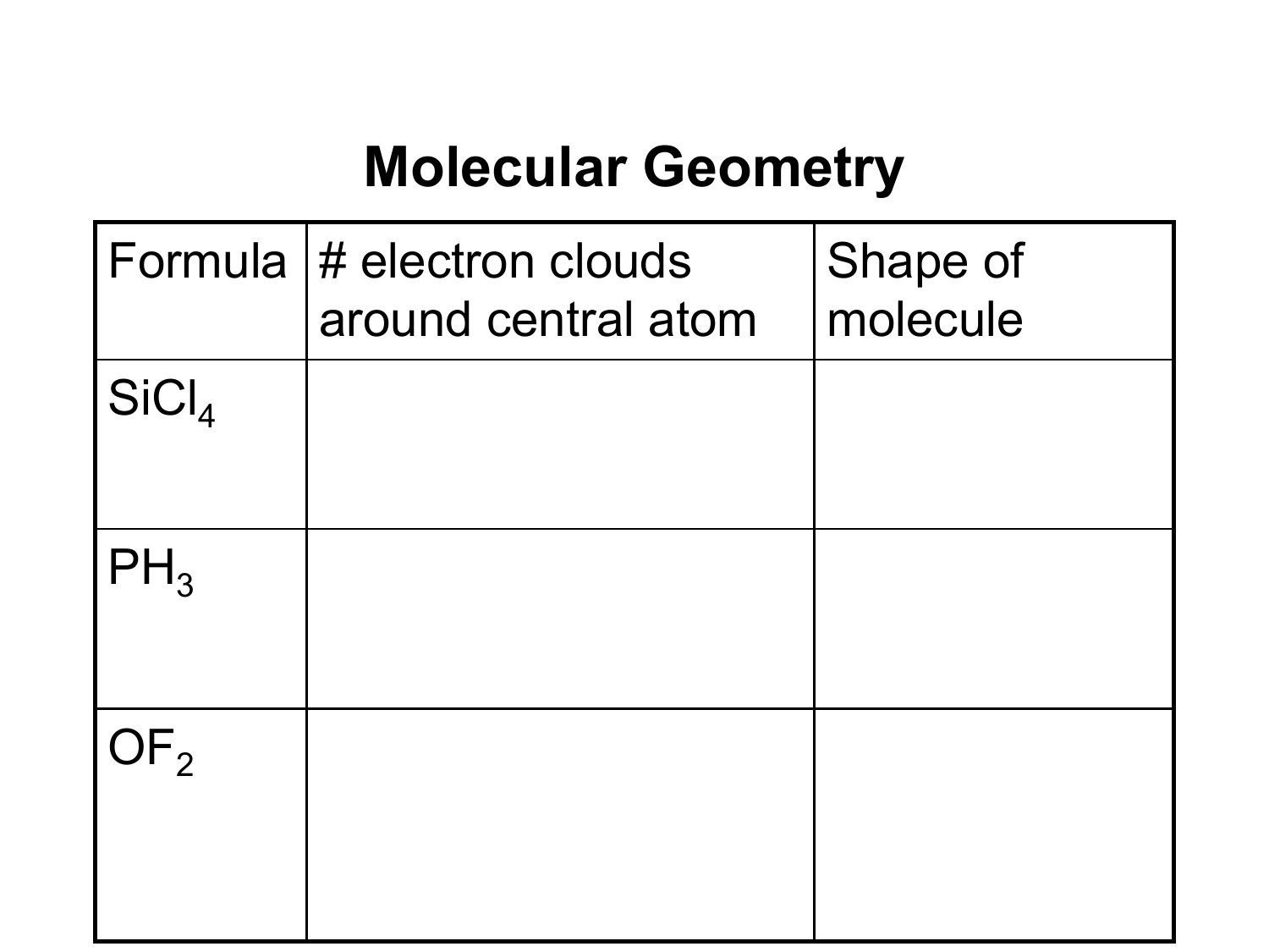# Molecular Geometry

| Formula | # electron clouds around central atom | Shape of molecule |
| --- | --- | --- |
| $SiCl_4$ | | |
| $PH_3$ | | |
| $OF_2$ | | |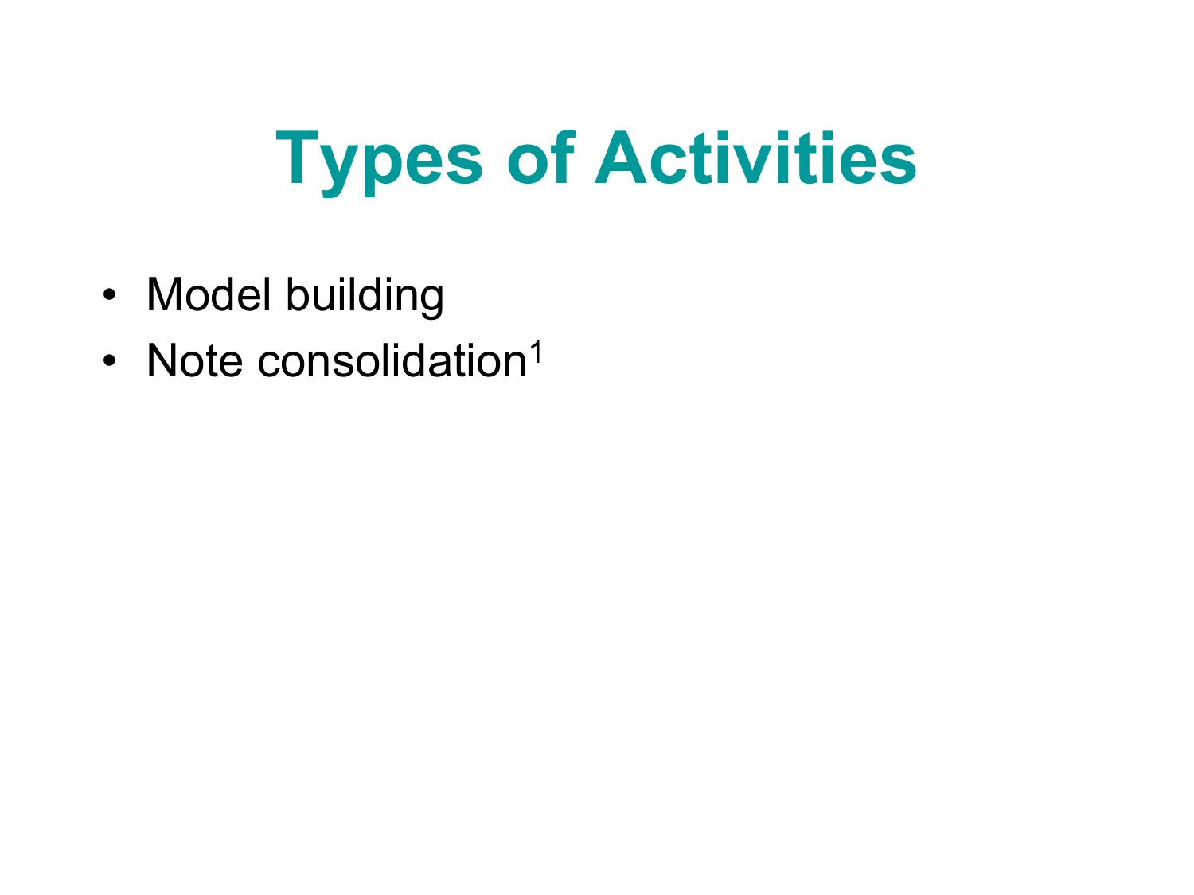# Types of Activities

- Model building
- Note consolidation[1]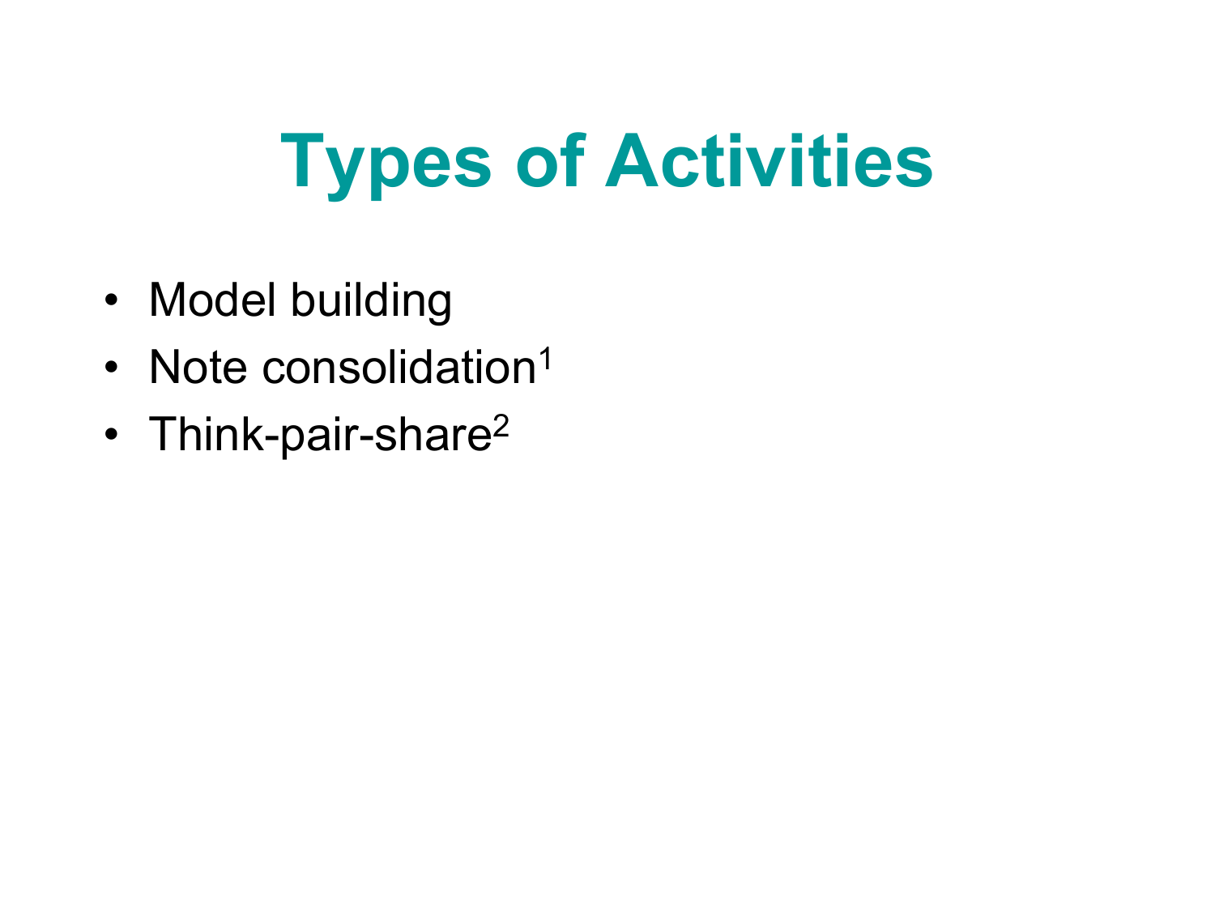# Types of Activities

- Model building
- Note consolidation[1]
- Think-pair-share[2]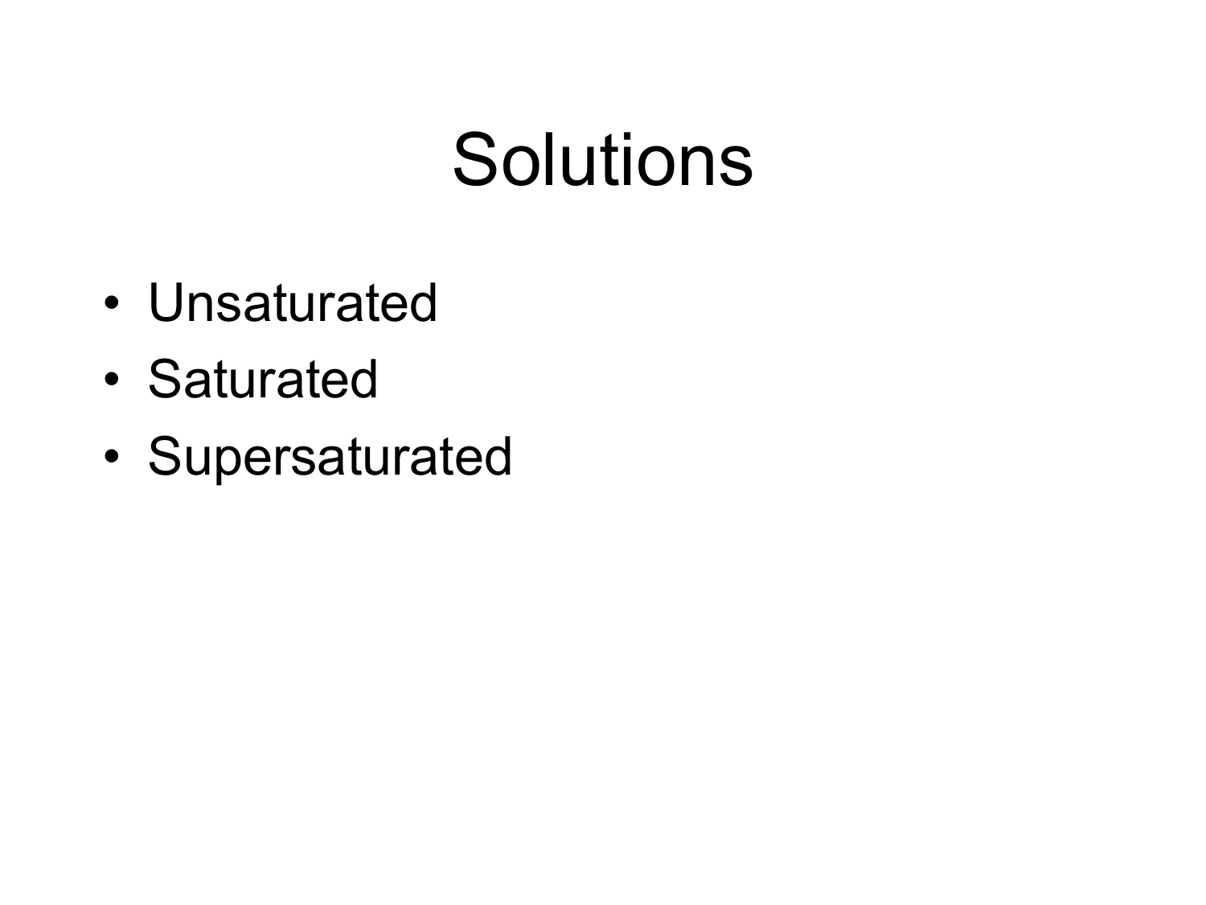# Solutions

- Unsaturated
- Saturated
- Supersaturated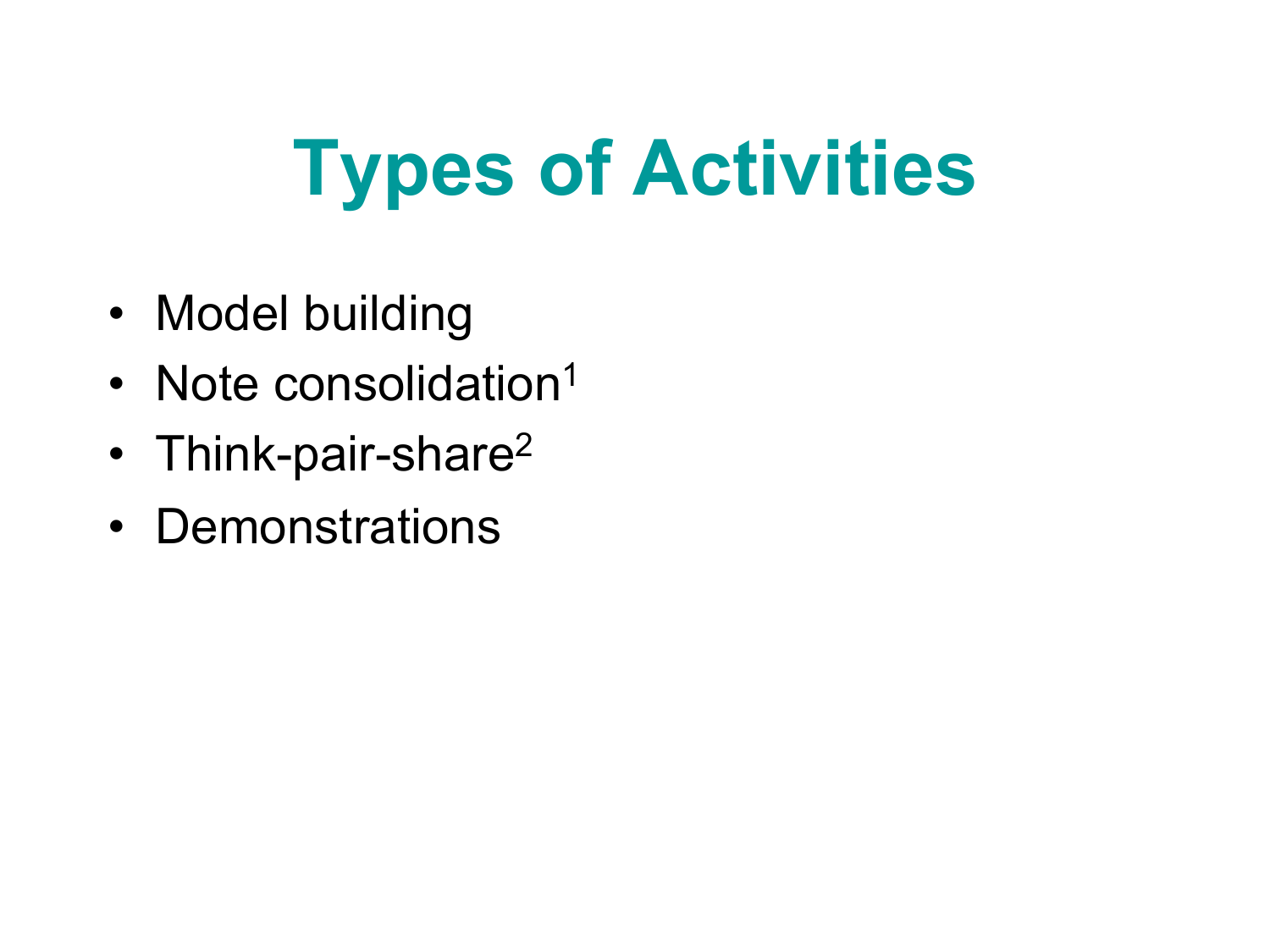# Types of Activities

- Model building
- Note consolidation[1]
- Think-pair-share[2]
- Demonstrations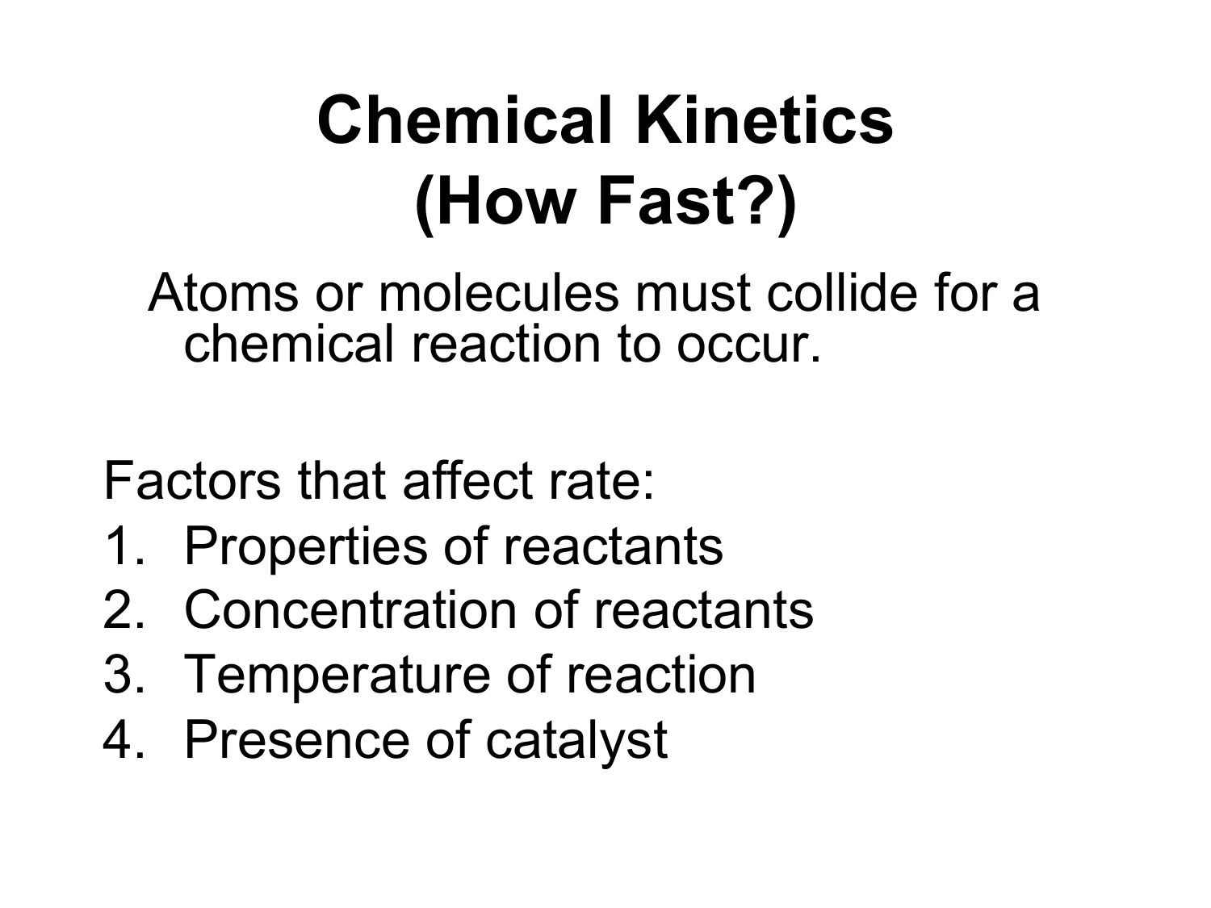# Chemical Kinetics (How Fast?)

Atoms or molecules must collide for a chemical reaction to occur.

Factors that affect rate:

1. Properties of reactants
2. Concentration of reactants
3. Temperature of reaction
4. Presence of catalyst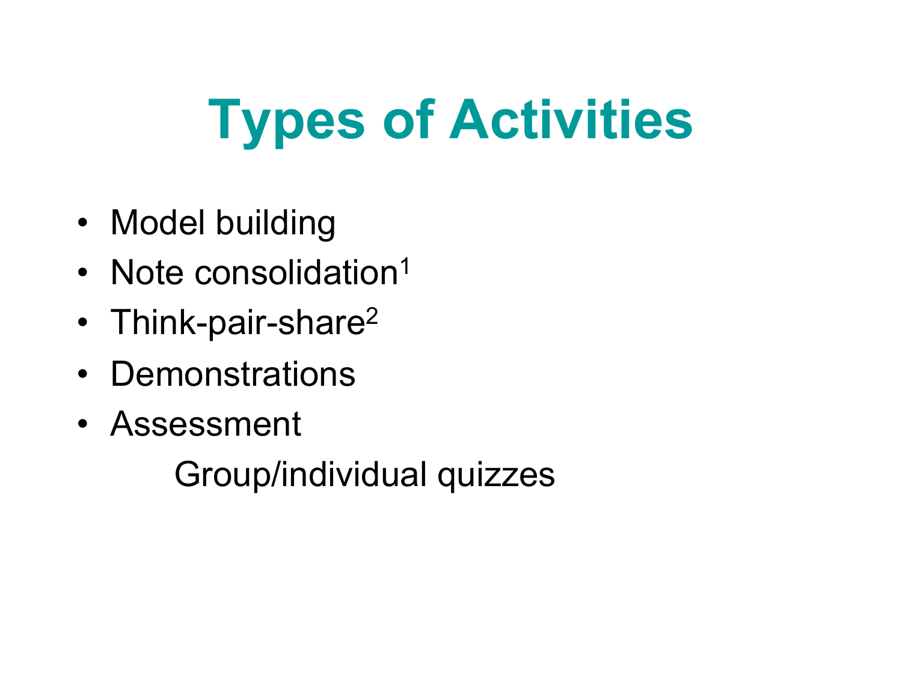# Types of Activities

- Model building
- Note consolidation[1]
- Think-pair-share[2]
- Demonstrations
- Assessment
  - Group/individual quizzes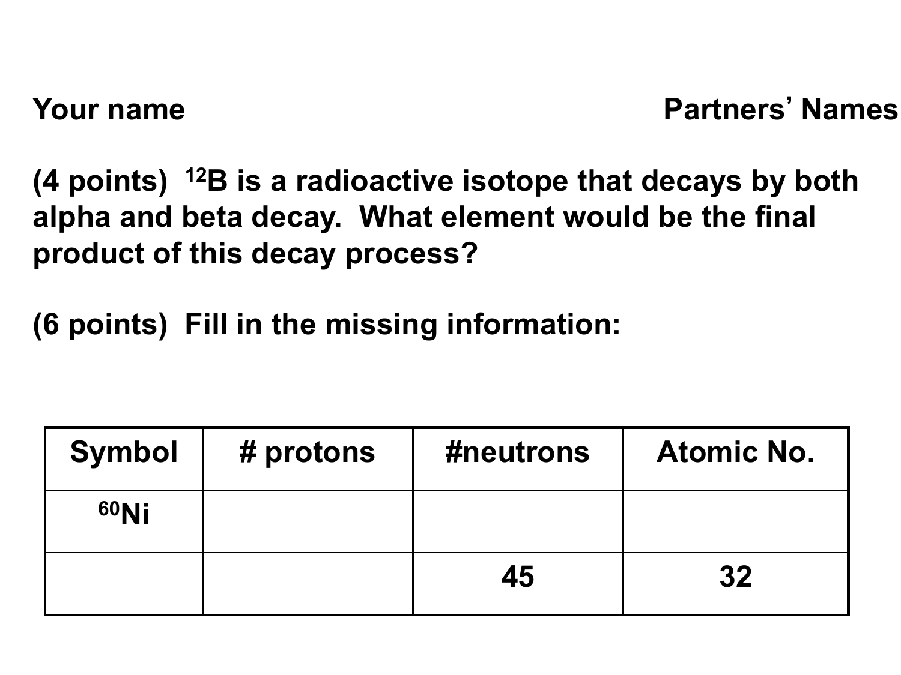**Your name** **Partners' Names**

**(4 points) $^{12}B$ is a radioactive isotope that decays by both alpha and beta decay. What element would be the final product of this decay process?**

**(6 points) Fill in the missing information:**

| Symbol | # protons | #neutrons | Atomic No. |
|---|---|---|---|
| $^{60}Ni$ | | | |
| | | 45 | 32 |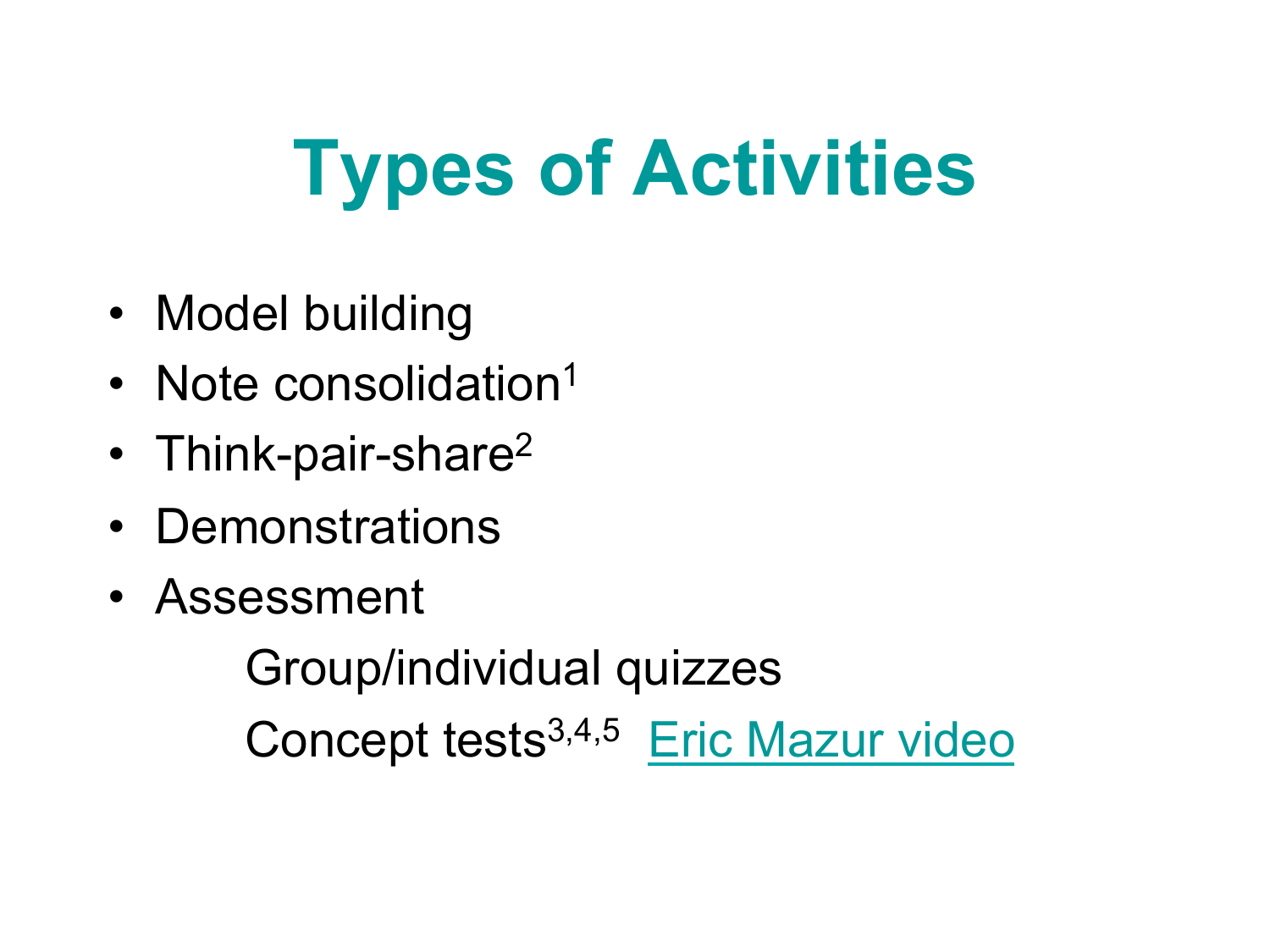# Types of Activities

- Model building
- Note consolidation[1]
- Think-pair-share[2]
- Demonstrations
- Assessment
  - Group/individual quizzes
  - Concept tests[3,4,5] Eric Mazur video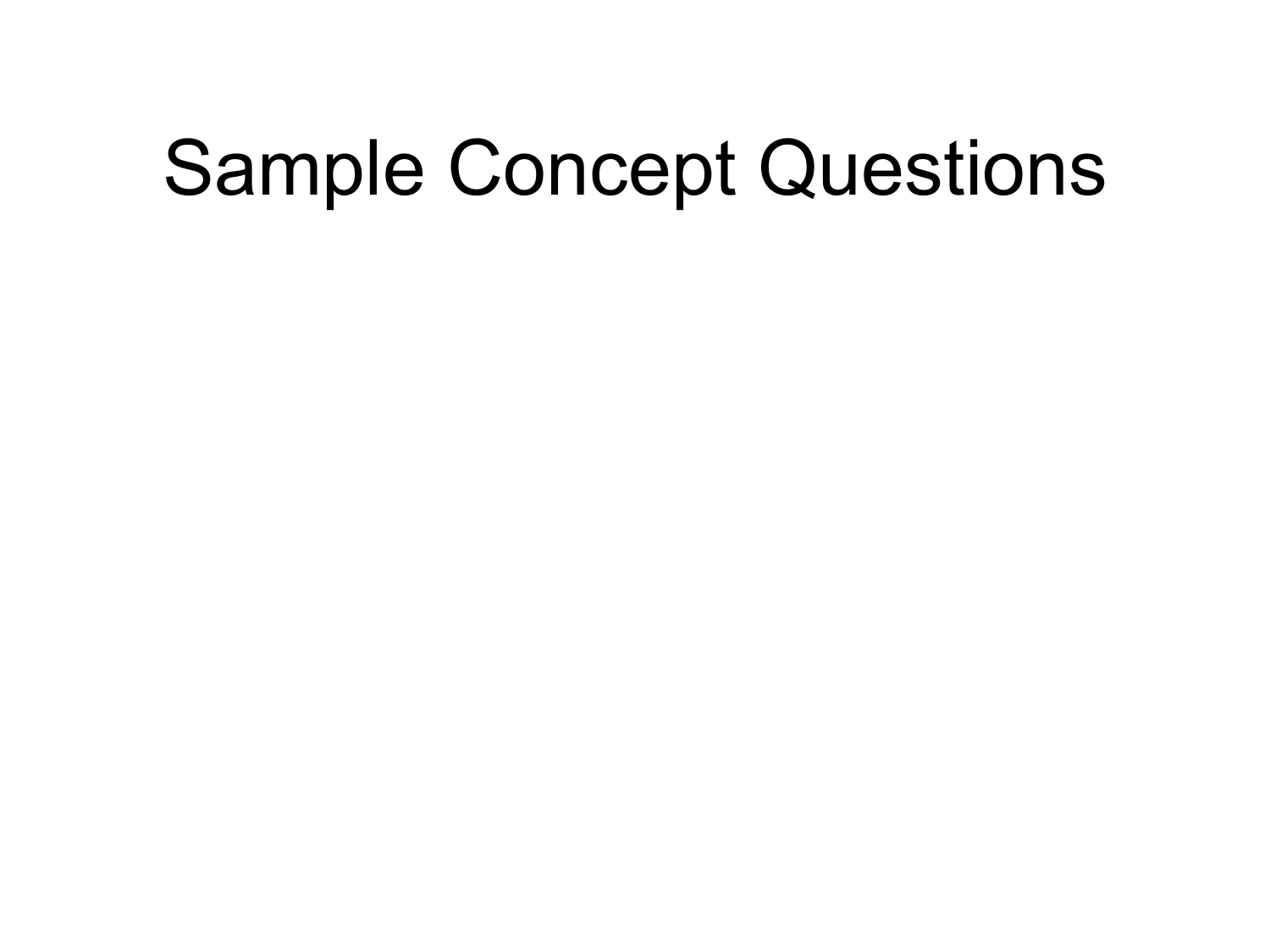# Sample Concept Questions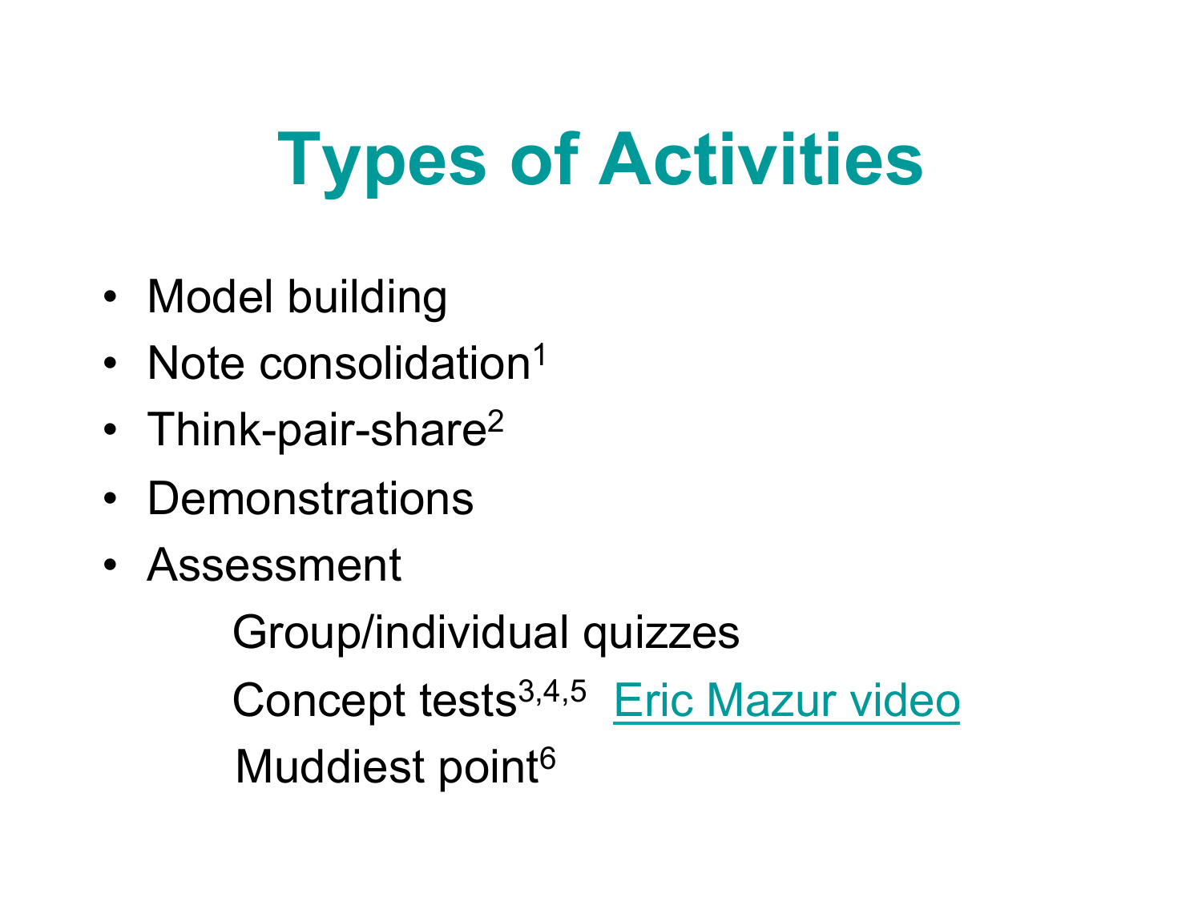# Types of Activities

- Model building
- Note consolidation[1]
- Think-pair-share[2]
- Demonstrations
- Assessment
  - Group/individual quizzes
  - Concept tests[3,4,5] Eric Mazur video
  - Muddiest point[6]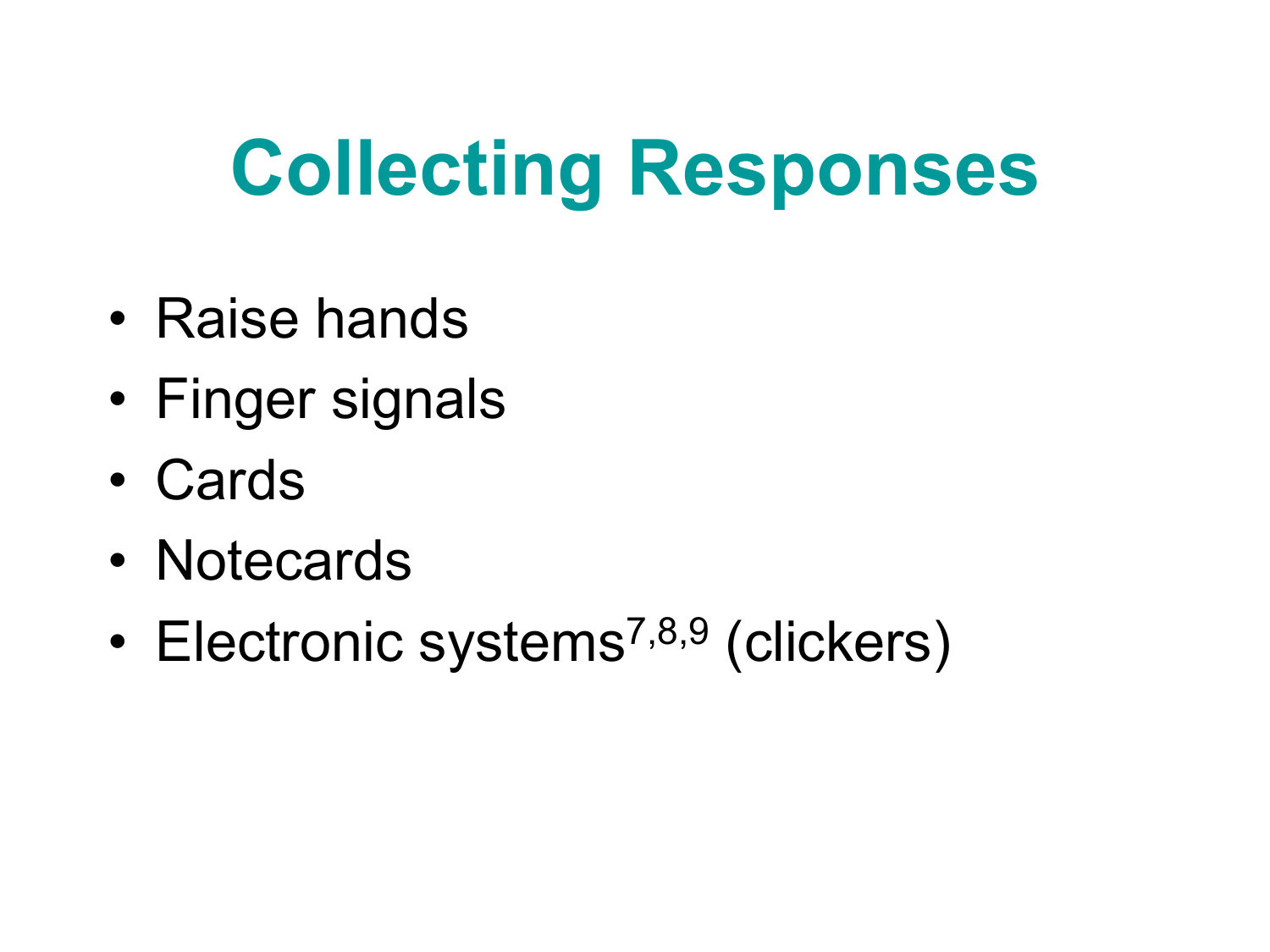# Collecting Responses

- Raise hands
- Finger signals
- Cards
- Notecards
- Electronic systems[7,8,9] (clickers)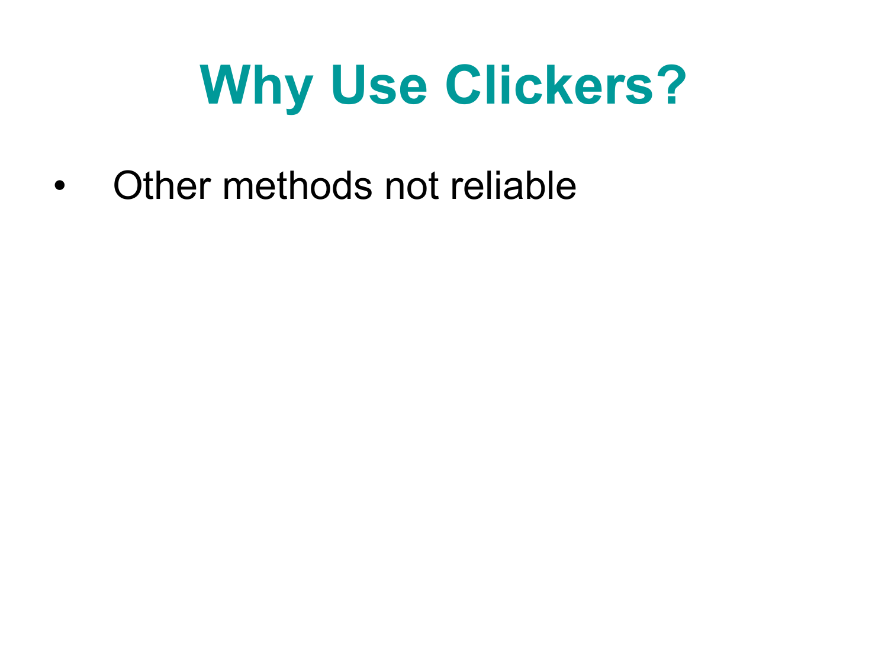# Why Use Clickers?

- Other methods not reliable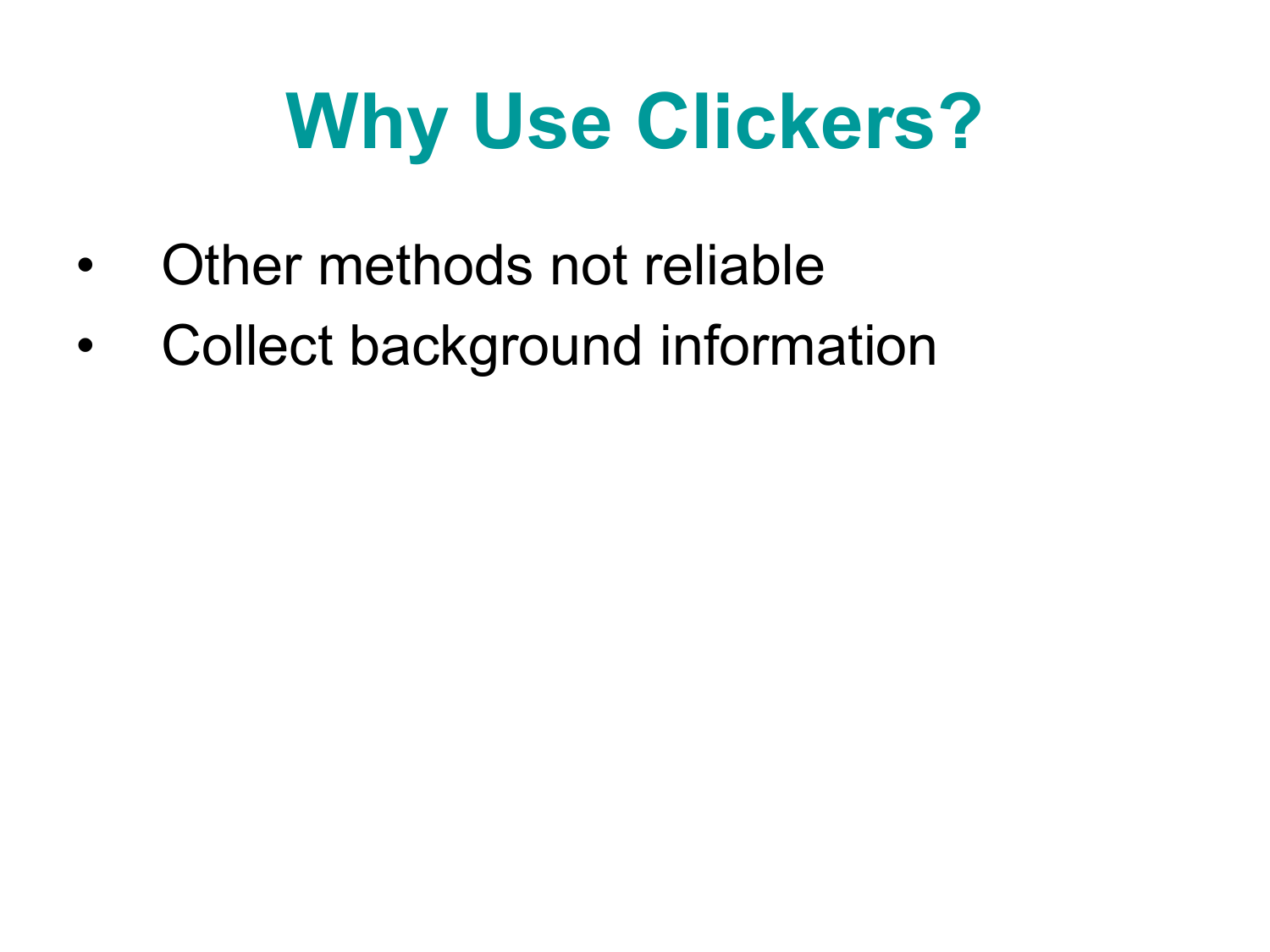# Why Use Clickers?

- Other methods not reliable
- Collect background information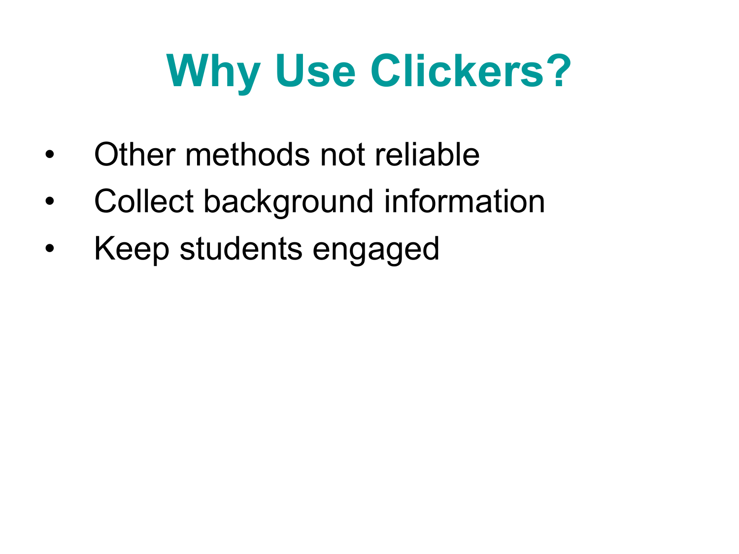# Why Use Clickers?

- Other methods not reliable
- Collect background information
- Keep students engaged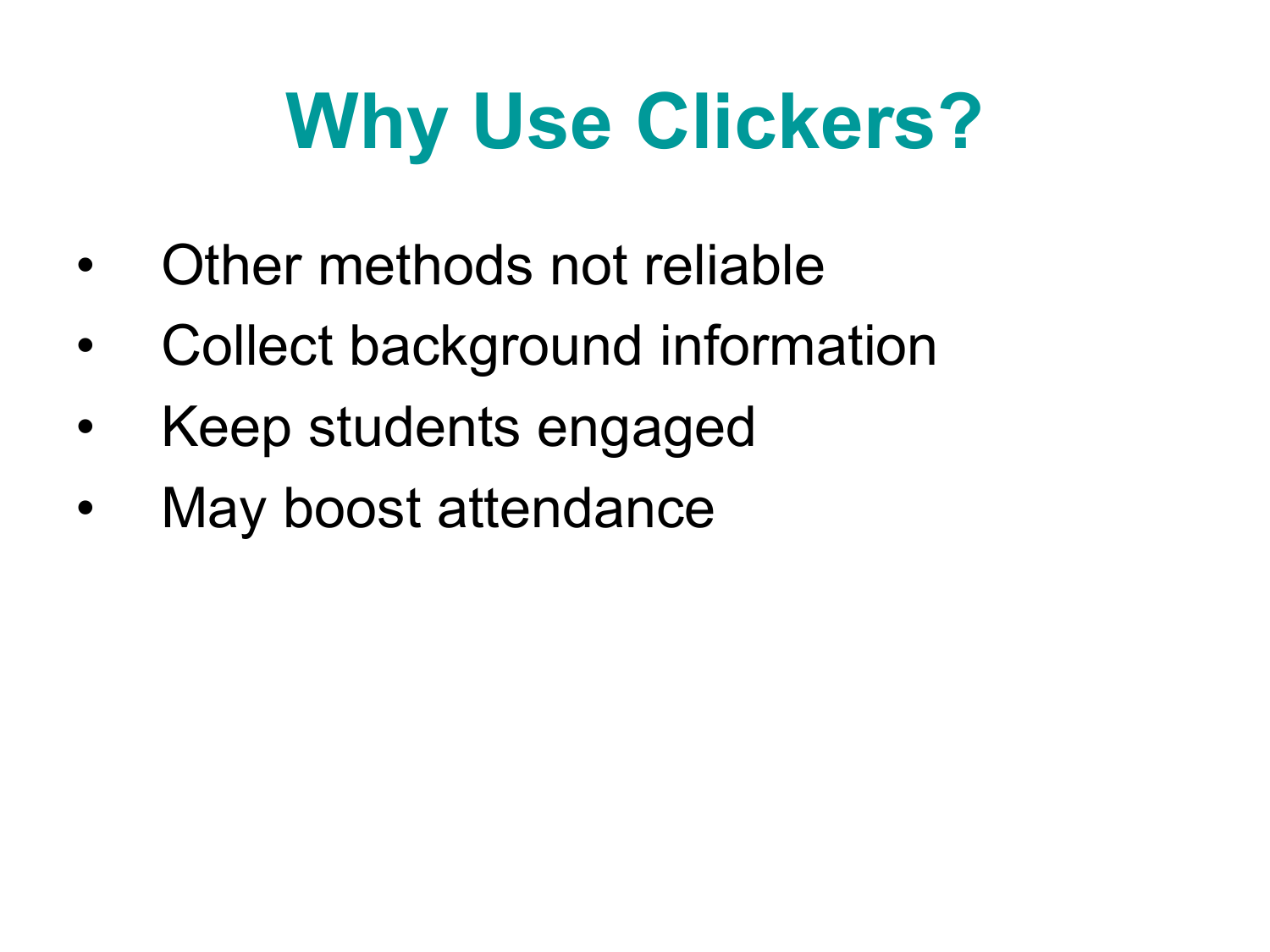# Why Use Clickers?

- Other methods not reliable
- Collect background information
- Keep students engaged
- May boost attendance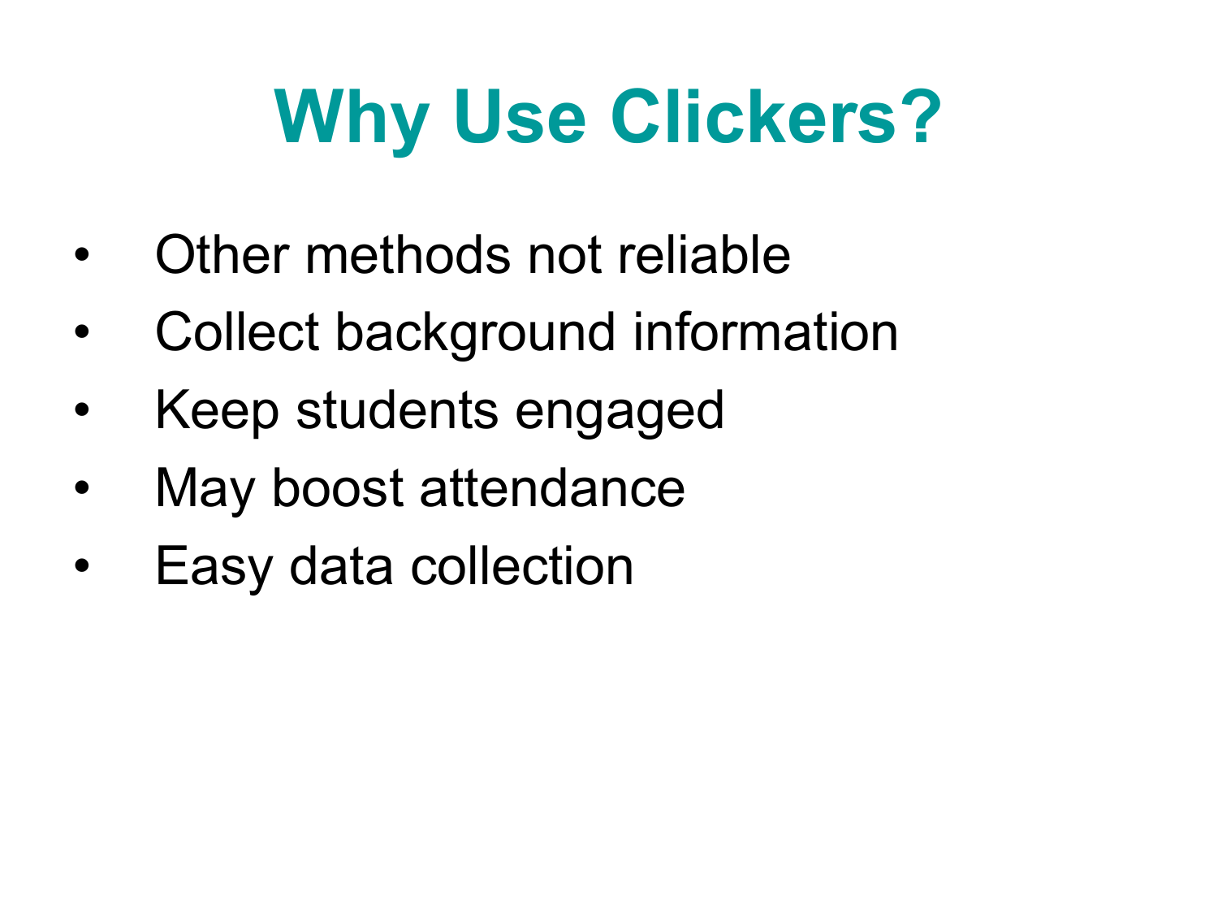# Why Use Clickers?

- Other methods not reliable
- Collect background information
- Keep students engaged
- May boost attendance
- Easy data collection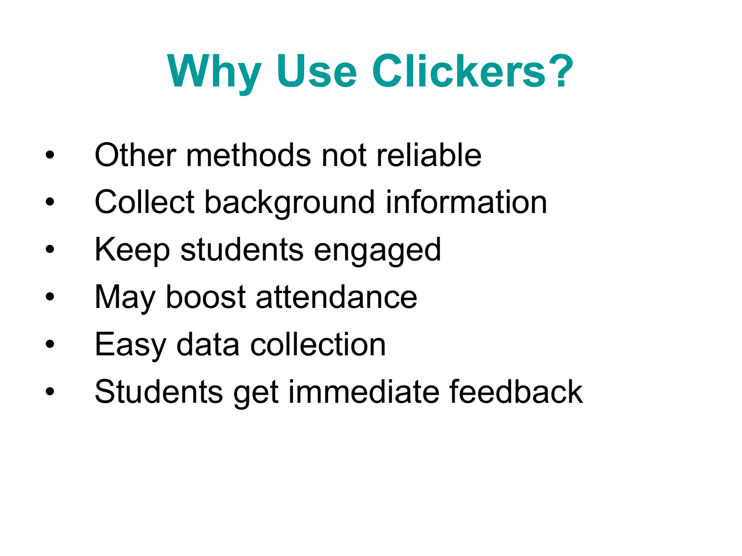# Why Use Clickers?

- Other methods not reliable
- Collect background information
- Keep students engaged
- May boost attendance
- Easy data collection
- Students get immediate feedback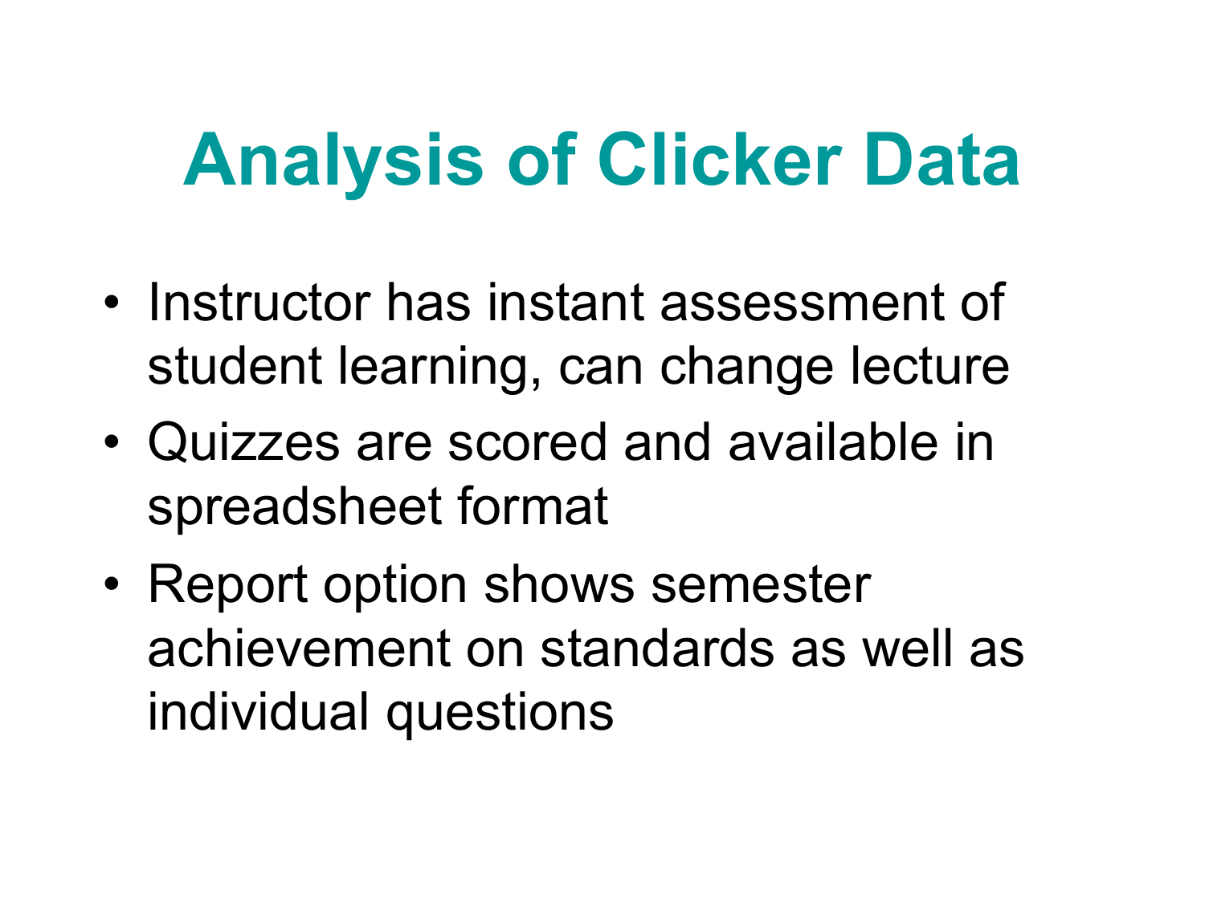# Analysis of Clicker Data

- Instructor has instant assessment of student learning, can change lecture
- Quizzes are scored and available in spreadsheet format
- Report option shows semester achievement on standards as well as individual questions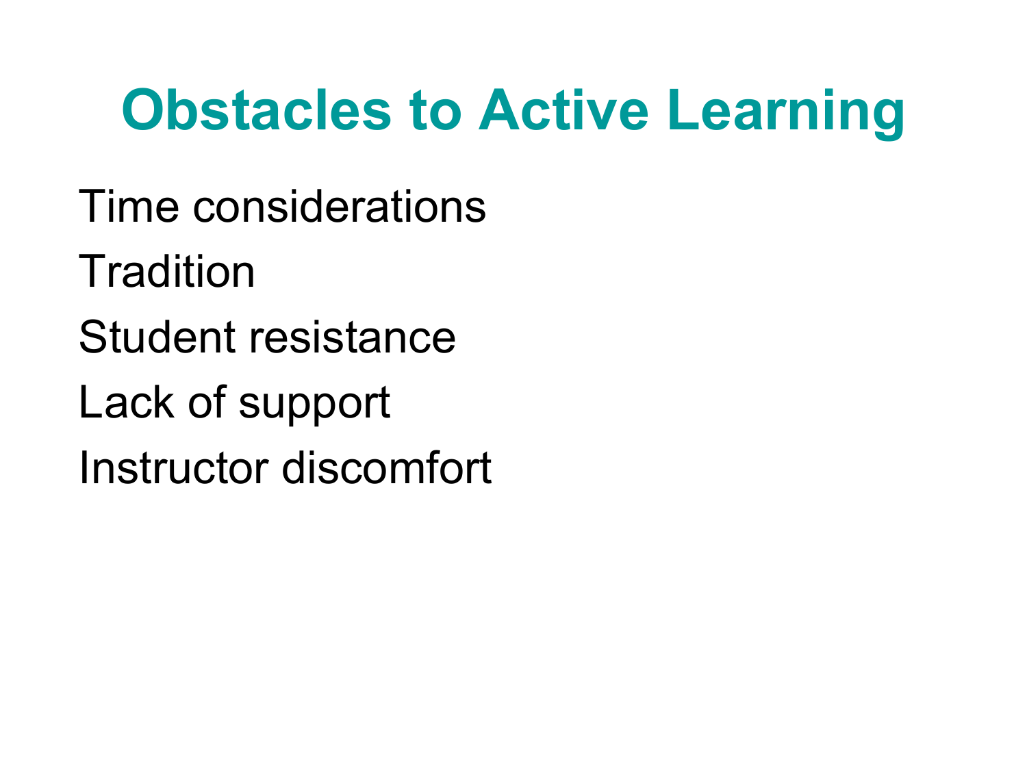# Obstacles to Active Learning

Time considerations

Tradition

Student resistance

Lack of support

Instructor discomfort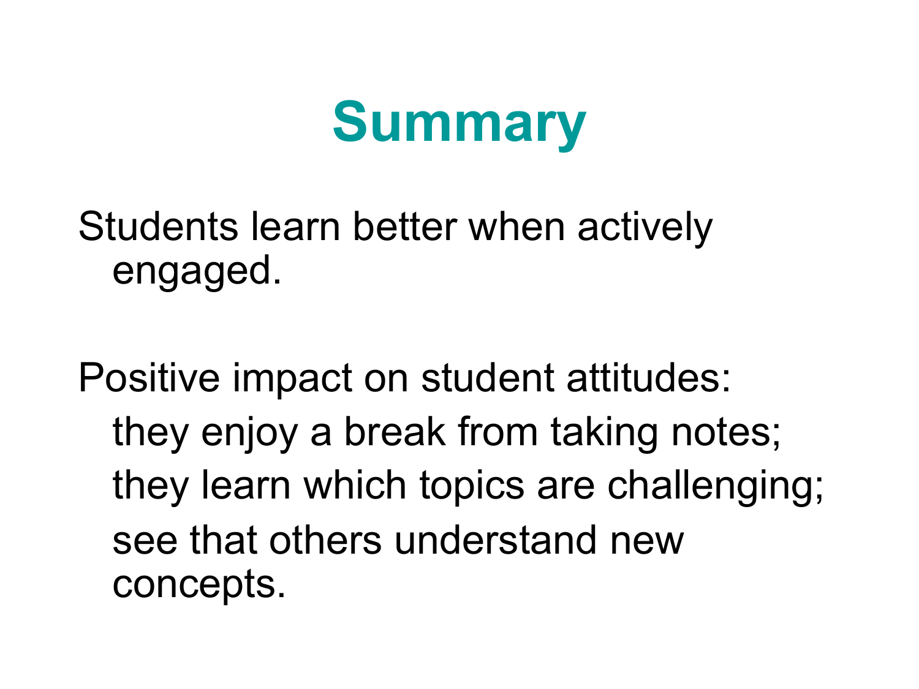# Summary

Students learn better when actively engaged.

Positive impact on student attitudes:

- they enjoy a break from taking notes;
- they learn which topics are challenging;
- see that others understand new concepts.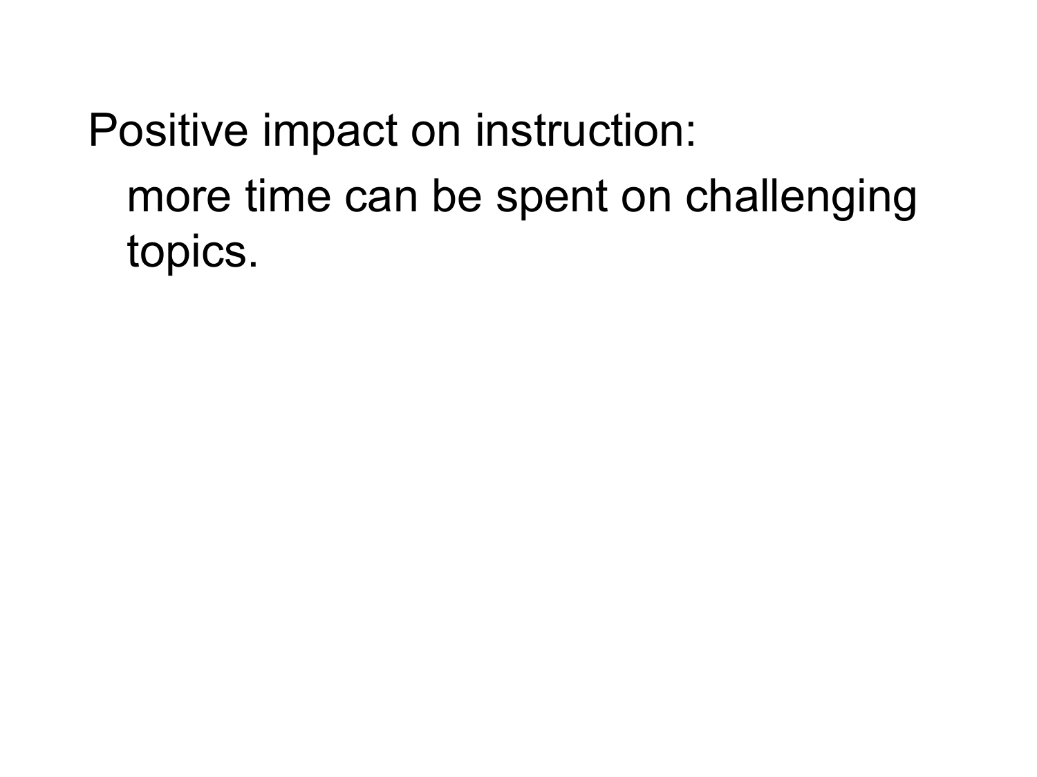Positive impact on instruction:

more time can be spent on challenging topics.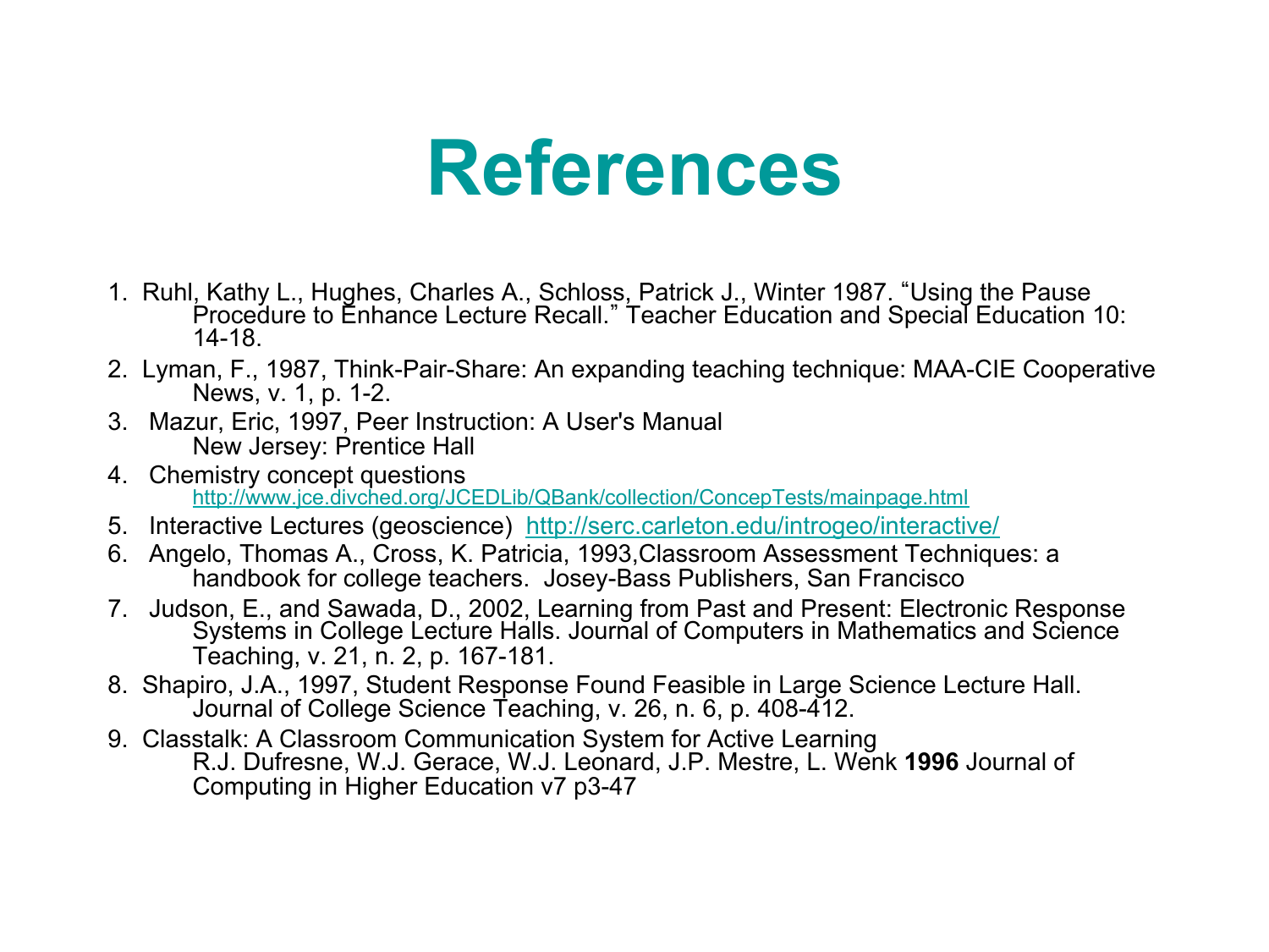# References

1. Ruhl, Kathy L., Hughes, Charles A., Schloss, Patrick J., Winter 1987. “Using the Pause Procedure to Enhance Lecture Recall.” Teacher Education and Special Education 10: 14-18.
2. Lyman, F., 1987, Think-Pair-Share: An expanding teaching technique: MAA-CIE Cooperative News, v. 1, p. 1-2.
3. Mazur, Eric, 1997, Peer Instruction: A User's Manual New Jersey: Prentice Hall
4. Chemistry concept questions http://www.jce.divched.org/JCEDLib/QBank/collection/ConcepTests/mainpage.html
5. Interactive Lectures (geoscience) http://serc.carleton.edu/introgeo/interactive/
6. Angelo, Thomas A., Cross, K. Patricia, 1993,Classroom Assessment Techniques: a handbook for college teachers. Josey-Bass Publishers, San Francisco
7. Judson, E., and Sawada, D., 2002, Learning from Past and Present: Electronic Response Systems in College Lecture Halls. Journal of Computers in Mathematics and Science Teaching, v. 21, n. 2, p. 167-181.
8. Shapiro, J.A., 1997, Student Response Found Feasible in Large Science Lecture Hall. Journal of College Science Teaching, v. 26, n. 6, p. 408-412.
9. Classtalk: A Classroom Communication System for Active Learning R.J. Dufresne, W.J. Gerace, W.J. Leonard, J.P. Mestre, L. Wenk **1996** Journal of Computing in Higher Education v7 p3-47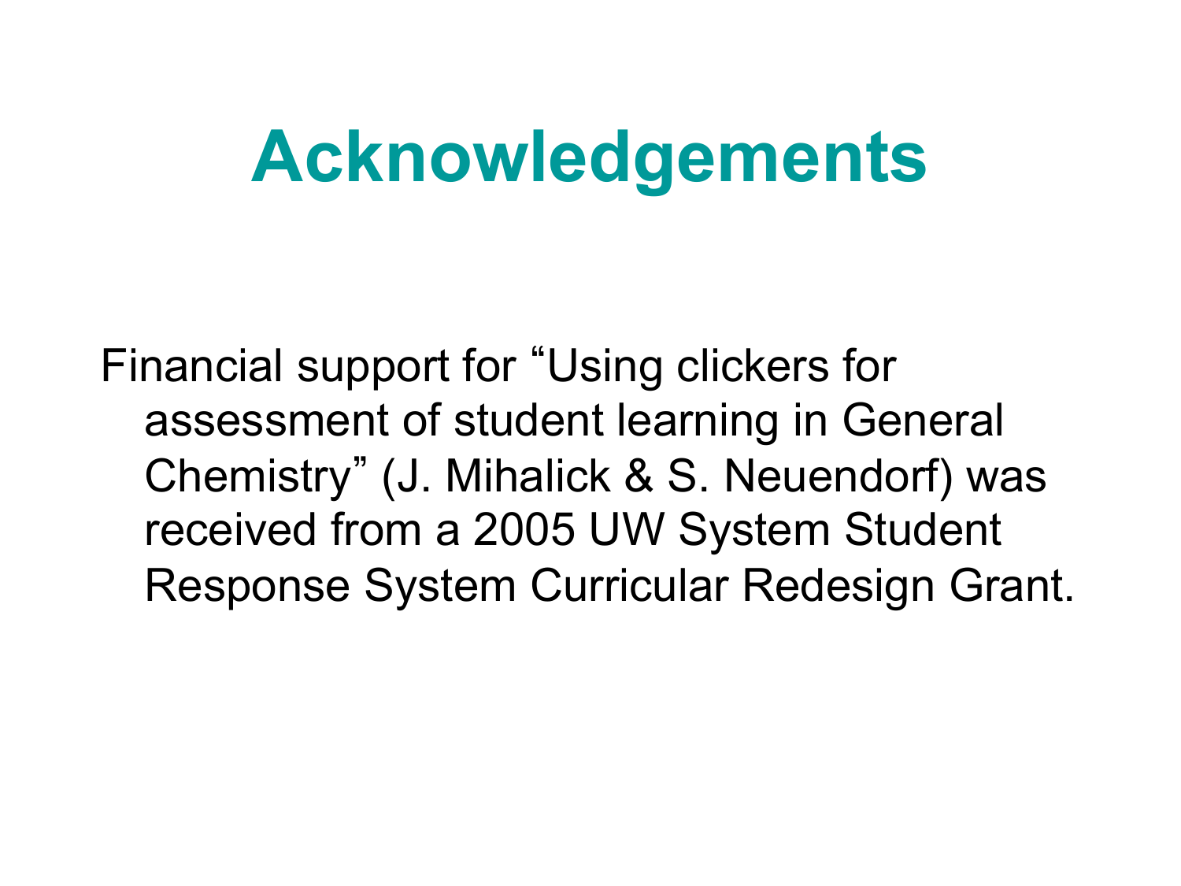# Acknowledgements

Financial support for "Using clickers for assessment of student learning in General Chemistry" (J. Mihalick & S. Neuendorf) was received from a 2005 UW System Student Response System Curricular Redesign Grant.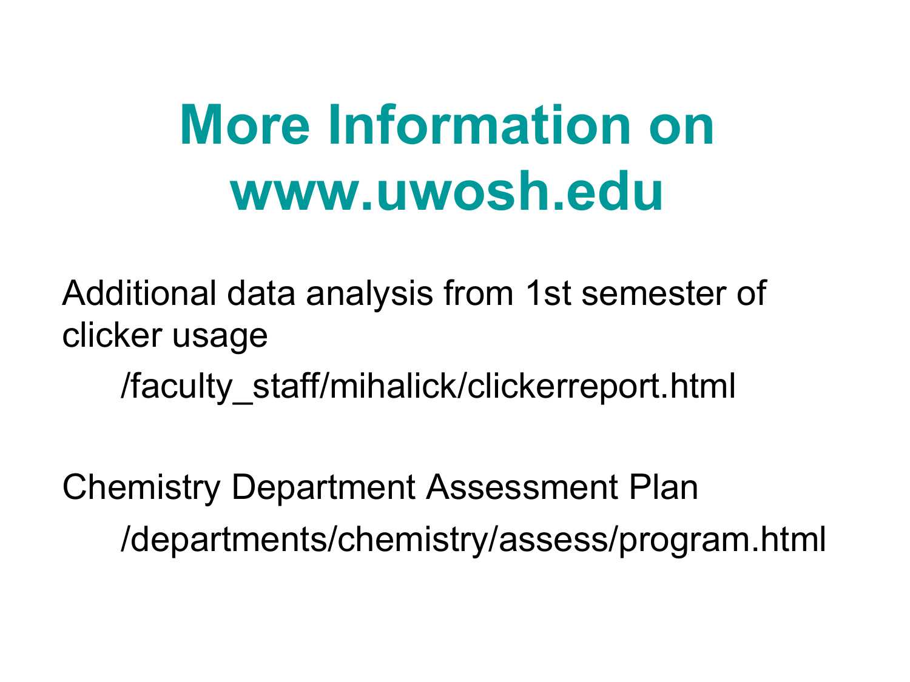# More Information on www.uwosh.edu

Additional data analysis from 1st semester of clicker usage

/faculty_staff/mihalick/clickerreport.html

Chemistry Department Assessment Plan

/departments/chemistry/assess/program.html